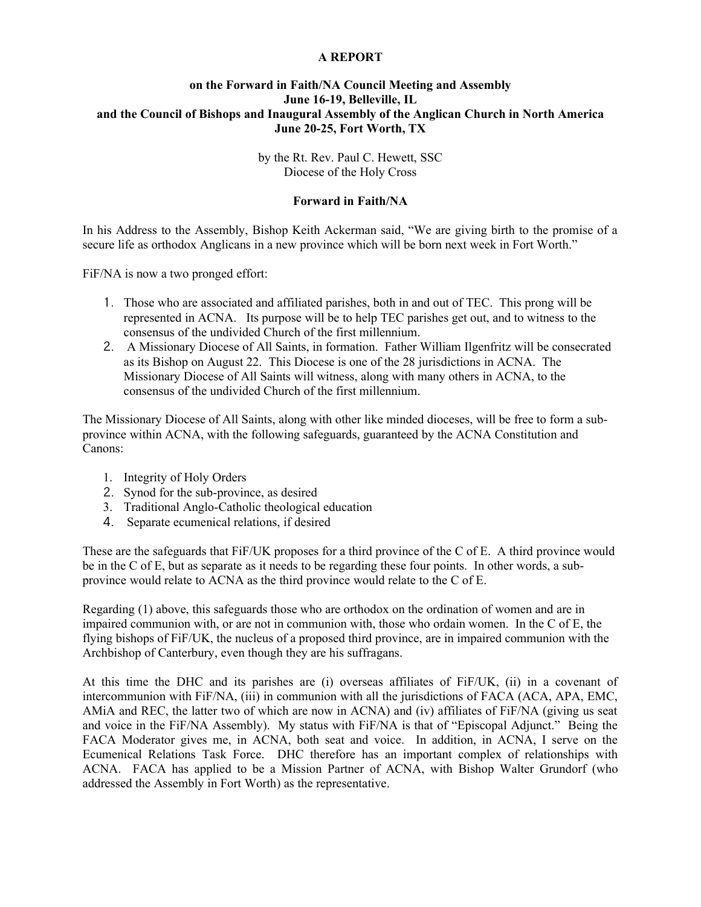**A REPORT**

**on the Forward in Faith/NA Council Meeting and Assembly
June 16-19, Belleville, IL
and the Council of Bishops and Inaugural Assembly of the Anglican Church in North America
June 20-25, Fort Worth, TX**

by the Rt. Rev. Paul C. Hewett, SSC
Diocese of the Holy Cross

## Forward in Faith/NA

In his Address to the Assembly, Bishop Keith Ackerman said, "We are giving birth to the promise of a secure life as orthodox Anglicans in a new province which will be born next week in Fort Worth."

FiF/NA is now a two pronged effort:

1. Those who are associated and affiliated parishes, both in and out of TEC. This prong will be represented in ACNA. Its purpose will be to help TEC parishes get out, and to witness to the consensus of the undivided Church of the first millennium.
2. A Missionary Diocese of All Saints, in formation. Father William Ilgenfritz will be consecrated as its Bishop on August 22. This Diocese is one of the 28 jurisdictions in ACNA. The Missionary Diocese of All Saints will witness, along with many others in ACNA, to the consensus of the undivided Church of the first millennium.

The Missionary Diocese of All Saints, along with other like minded dioceses, will be free to form a sub-province within ACNA, with the following safeguards, guaranteed by the ACNA Constitution and Canons:

1. Integrity of Holy Orders
2. Synod for the sub-province, as desired
3. Traditional Anglo-Catholic theological education
4. Separate ecumenical relations, if desired

These are the safeguards that FiF/UK proposes for a third province of the C of E. A third province would be in the C of E, but as separate as it needs to be regarding these four points. In other words, a sub-province would relate to ACNA as the third province would relate to the C of E.

Regarding (1) above, this safeguards those who are orthodox on the ordination of women and are in impaired communion with, or are not in communion with, those who ordain women. In the C of E, the flying bishops of FiF/UK, the nucleus of a proposed third province, are in impaired communion with the Archbishop of Canterbury, even though they are his suffragans.

At this time the DHC and its parishes are (i) overseas affiliates of FiF/UK, (ii) in a covenant of intercommunion with FiF/NA, (iii) in communion with all the jurisdictions of FACA (ACA, APA, EMC, AMiA and REC, the latter two of which are now in ACNA) and (iv) affiliates of FiF/NA (giving us seat and voice in the FiF/NA Assembly). My status with FiF/NA is that of "Episcopal Adjunct." Being the FACA Moderator gives me, in ACNA, both seat and voice. In addition, in ACNA, I serve on the Ecumenical Relations Task Force. DHC therefore has an important complex of relationships with ACNA. FACA has applied to be a Mission Partner of ACNA, with Bishop Walter Grundorf (who addressed the Assembly in Fort Worth) as the representative.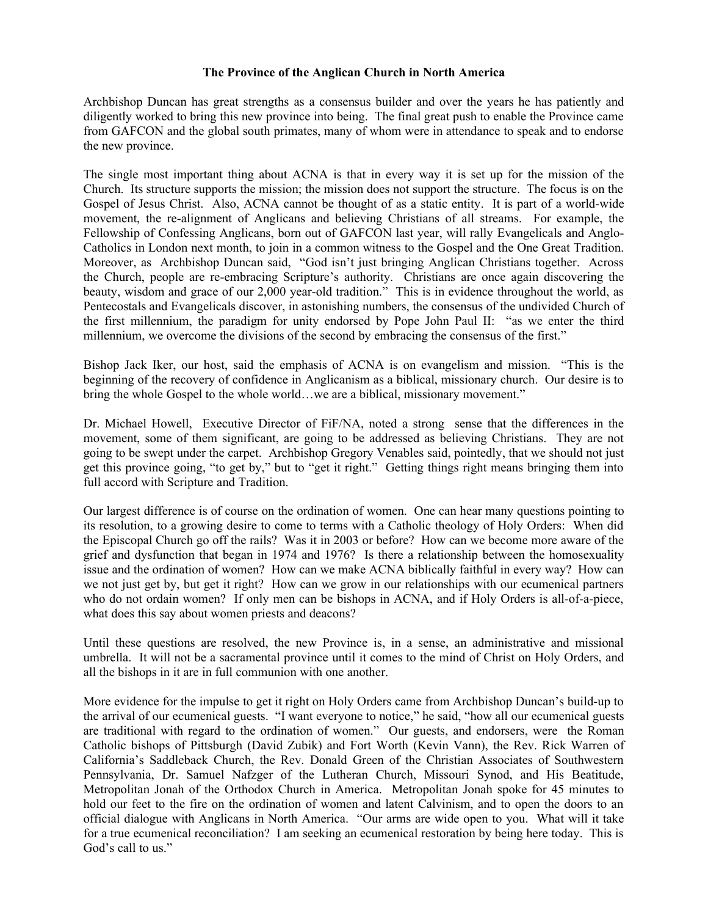**The Province of the Anglican Church in North America**

Archbishop Duncan has great strengths as a consensus builder and over the years he has patiently and diligently worked to bring this new province into being. The final great push to enable the Province came from GAFCON and the global south primates, many of whom were in attendance to speak and to endorse the new province.

The single most important thing about ACNA is that in every way it is set up for the mission of the Church. Its structure supports the mission; the mission does not support the structure. The focus is on the Gospel of Jesus Christ. Also, ACNA cannot be thought of as a static entity. It is part of a world-wide movement, the re-alignment of Anglicans and believing Christians of all streams. For example, the Fellowship of Confessing Anglicans, born out of GAFCON last year, will rally Evangelicals and Anglo-Catholics in London next month, to join in a common witness to the Gospel and the One Great Tradition. Moreover, as Archbishop Duncan said, "God isn't just bringing Anglican Christians together. Across the Church, people are re-embracing Scripture's authority. Christians are once again discovering the beauty, wisdom and grace of our 2,000 year-old tradition." This is in evidence throughout the world, as Pentecostals and Evangelicals discover, in astonishing numbers, the consensus of the undivided Church of the first millennium, the paradigm for unity endorsed by Pope John Paul II: "as we enter the third millennium, we overcome the divisions of the second by embracing the consensus of the first."

Bishop Jack Iker, our host, said the emphasis of ACNA is on evangelism and mission. "This is the beginning of the recovery of confidence in Anglicanism as a biblical, missionary church. Our desire is to bring the whole Gospel to the whole world…we are a biblical, missionary movement."

Dr. Michael Howell, Executive Director of FiF/NA, noted a strong sense that the differences in the movement, some of them significant, are going to be addressed as believing Christians. They are not going to be swept under the carpet. Archbishop Gregory Venables said, pointedly, that we should not just get this province going, "to get by," but to "get it right." Getting things right means bringing them into full accord with Scripture and Tradition.

Our largest difference is of course on the ordination of women. One can hear many questions pointing to its resolution, to a growing desire to come to terms with a Catholic theology of Holy Orders: When did the Episcopal Church go off the rails? Was it in 2003 or before? How can we become more aware of the grief and dysfunction that began in 1974 and 1976? Is there a relationship between the homosexuality issue and the ordination of women? How can we make ACNA biblically faithful in every way? How can we not just get by, but get it right? How can we grow in our relationships with our ecumenical partners who do not ordain women? If only men can be bishops in ACNA, and if Holy Orders is all-of-a-piece, what does this say about women priests and deacons?

Until these questions are resolved, the new Province is, in a sense, an administrative and missional umbrella. It will not be a sacramental province until it comes to the mind of Christ on Holy Orders, and all the bishops in it are in full communion with one another.

More evidence for the impulse to get it right on Holy Orders came from Archbishop Duncan's build-up to the arrival of our ecumenical guests. "I want everyone to notice," he said, "how all our ecumenical guests are traditional with regard to the ordination of women." Our guests, and endorsers, were the Roman Catholic bishops of Pittsburgh (David Zubik) and Fort Worth (Kevin Vann), the Rev. Rick Warren of California's Saddleback Church, the Rev. Donald Green of the Christian Associates of Southwestern Pennsylvania, Dr. Samuel Nafzger of the Lutheran Church, Missouri Synod, and His Beatitude, Metropolitan Jonah of the Orthodox Church in America. Metropolitan Jonah spoke for 45 minutes to hold our feet to the fire on the ordination of women and latent Calvinism, and to open the doors to an official dialogue with Anglicans in North America. "Our arms are wide open to you. What will it take for a true ecumenical reconciliation? I am seeking an ecumenical restoration by being here today. This is God's call to us."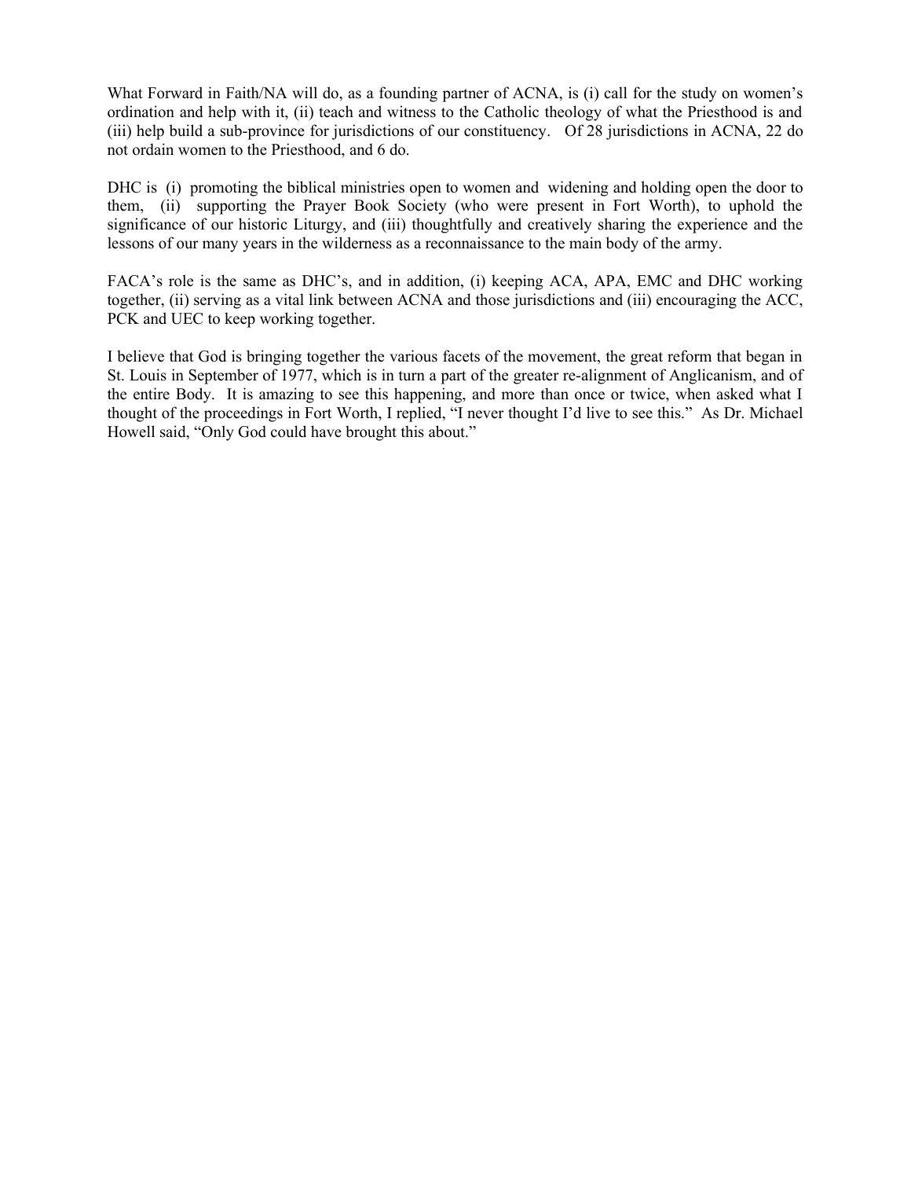What Forward in Faith/NA will do, as a founding partner of ACNA, is (i) call for the study on women's ordination and help with it, (ii) teach and witness to the Catholic theology of what the Priesthood is and (iii) help build a sub-province for jurisdictions of our constituency. Of 28 jurisdictions in ACNA, 22 do not ordain women to the Priesthood, and 6 do.

DHC is (i) promoting the biblical ministries open to women and widening and holding open the door to them, (ii) supporting the Prayer Book Society (who were present in Fort Worth), to uphold the significance of our historic Liturgy, and (iii) thoughtfully and creatively sharing the experience and the lessons of our many years in the wilderness as a reconnaissance to the main body of the army.

FACA's role is the same as DHC's, and in addition, (i) keeping ACA, APA, EMC and DHC working together, (ii) serving as a vital link between ACNA and those jurisdictions and (iii) encouraging the ACC, PCK and UEC to keep working together.

I believe that God is bringing together the various facets of the movement, the great reform that began in St. Louis in September of 1977, which is in turn a part of the greater re-alignment of Anglicanism, and of the entire Body. It is amazing to see this happening, and more than once or twice, when asked what I thought of the proceedings in Fort Worth, I replied, "I never thought I'd live to see this." As Dr. Michael Howell said, "Only God could have brought this about."